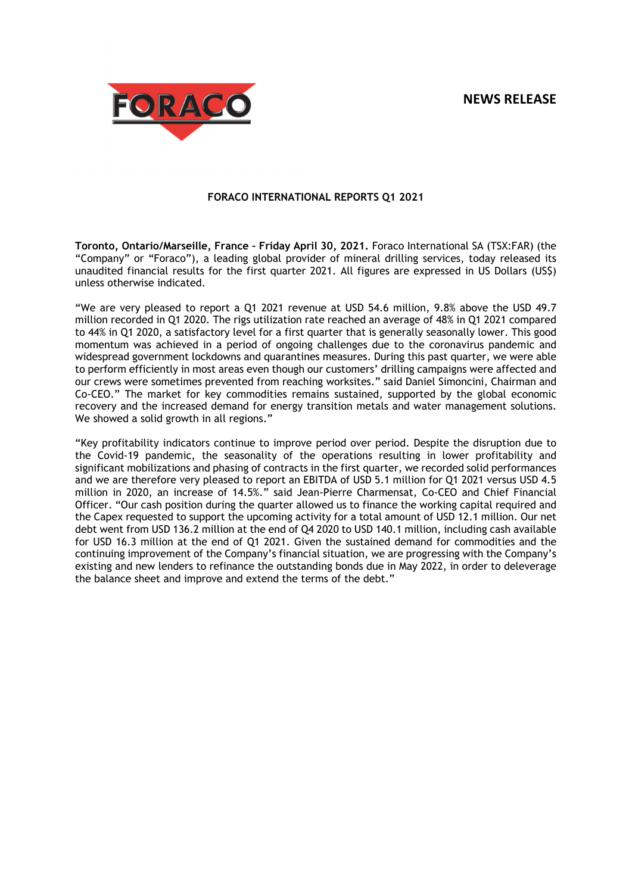**FORACO**

**NEWS RELEASE**

## FORACO INTERNATIONAL REPORTS Q1 2021

**Toronto, Ontario/Marseille, France – Friday April 30, 2021.** Foraco International SA (TSX:FAR) (the "Company" or "Foraco"), a leading global provider of mineral drilling services, today released its unaudited financial results for the first quarter 2021. All figures are expressed in US Dollars (US$) unless otherwise indicated.

"We are very pleased to report a Q1 2021 revenue at USD 54.6 million, 9.8% above the USD 49.7 million recorded in Q1 2020. The rigs utilization rate reached an average of 48% in Q1 2021 compared to 44% in Q1 2020, a satisfactory level for a first quarter that is generally seasonally lower. This good momentum was achieved in a period of ongoing challenges due to the coronavirus pandemic and widespread government lockdowns and quarantines measures. During this past quarter, we were able to perform efficiently in most areas even though our customers' drilling campaigns were affected and our crews were sometimes prevented from reaching worksites." said Daniel Simoncini, Chairman and Co-CEO." The market for key commodities remains sustained, supported by the global economic recovery and the increased demand for energy transition metals and water management solutions. We showed a solid growth in all regions."

"Key profitability indicators continue to improve period over period. Despite the disruption due to the Covid-19 pandemic, the seasonality of the operations resulting in lower profitability and significant mobilizations and phasing of contracts in the first quarter, we recorded solid performances and we are therefore very pleased to report an EBITDA of USD 5.1 million for Q1 2021 versus USD 4.5 million in 2020, an increase of 14.5%." said Jean-Pierre Charmensat, Co-CEO and Chief Financial Officer. "Our cash position during the quarter allowed us to finance the working capital required and the Capex requested to support the upcoming activity for a total amount of USD 12.1 million. Our net debt went from USD 136.2 million at the end of Q4 2020 to USD 140.1 million, including cash available for USD 16.3 million at the end of Q1 2021. Given the sustained demand for commodities and the continuing improvement of the Company's financial situation, we are progressing with the Company's existing and new lenders to refinance the outstanding bonds due in May 2022, in order to deleverage the balance sheet and improve and extend the terms of the debt."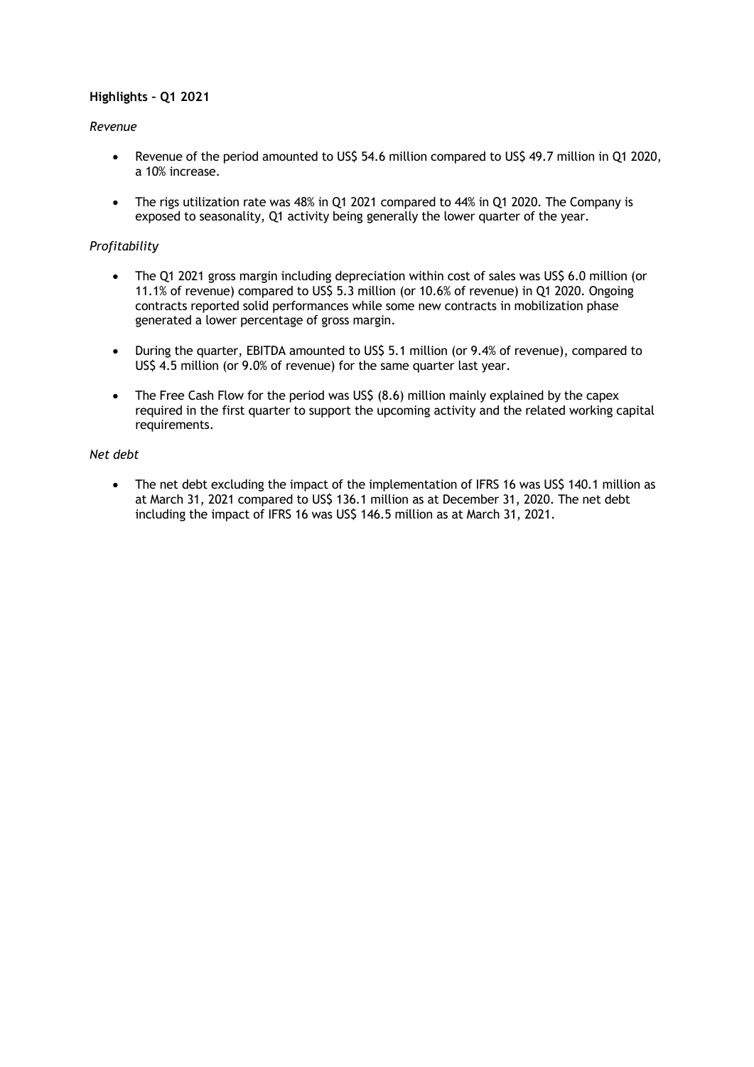**Highlights – Q1 2021**

*Revenue*

- Revenue of the period amounted to US$ 54.6 million compared to US$ 49.7 million in Q1 2020, a 10% increase.
- The rigs utilization rate was 48% in Q1 2021 compared to 44% in Q1 2020. The Company is exposed to seasonality, Q1 activity being generally the lower quarter of the year.

*Profitability*

- The Q1 2021 gross margin including depreciation within cost of sales was US$ 6.0 million (or 11.1% of revenue) compared to US$ 5.3 million (or 10.6% of revenue) in Q1 2020. Ongoing contracts reported solid performances while some new contracts in mobilization phase generated a lower percentage of gross margin.
- During the quarter, EBITDA amounted to US$ 5.1 million (or 9.4% of revenue), compared to US$ 4.5 million (or 9.0% of revenue) for the same quarter last year.
- The Free Cash Flow for the period was US$ (8.6) million mainly explained by the capex required in the first quarter to support the upcoming activity and the related working capital requirements.

*Net debt*

- The net debt excluding the impact of the implementation of IFRS 16 was US$ 140.1 million as at March 31, 2021 compared to US$ 136.1 million as at December 31, 2020. The net debt including the impact of IFRS 16 was US$ 146.5 million as at March 31, 2021.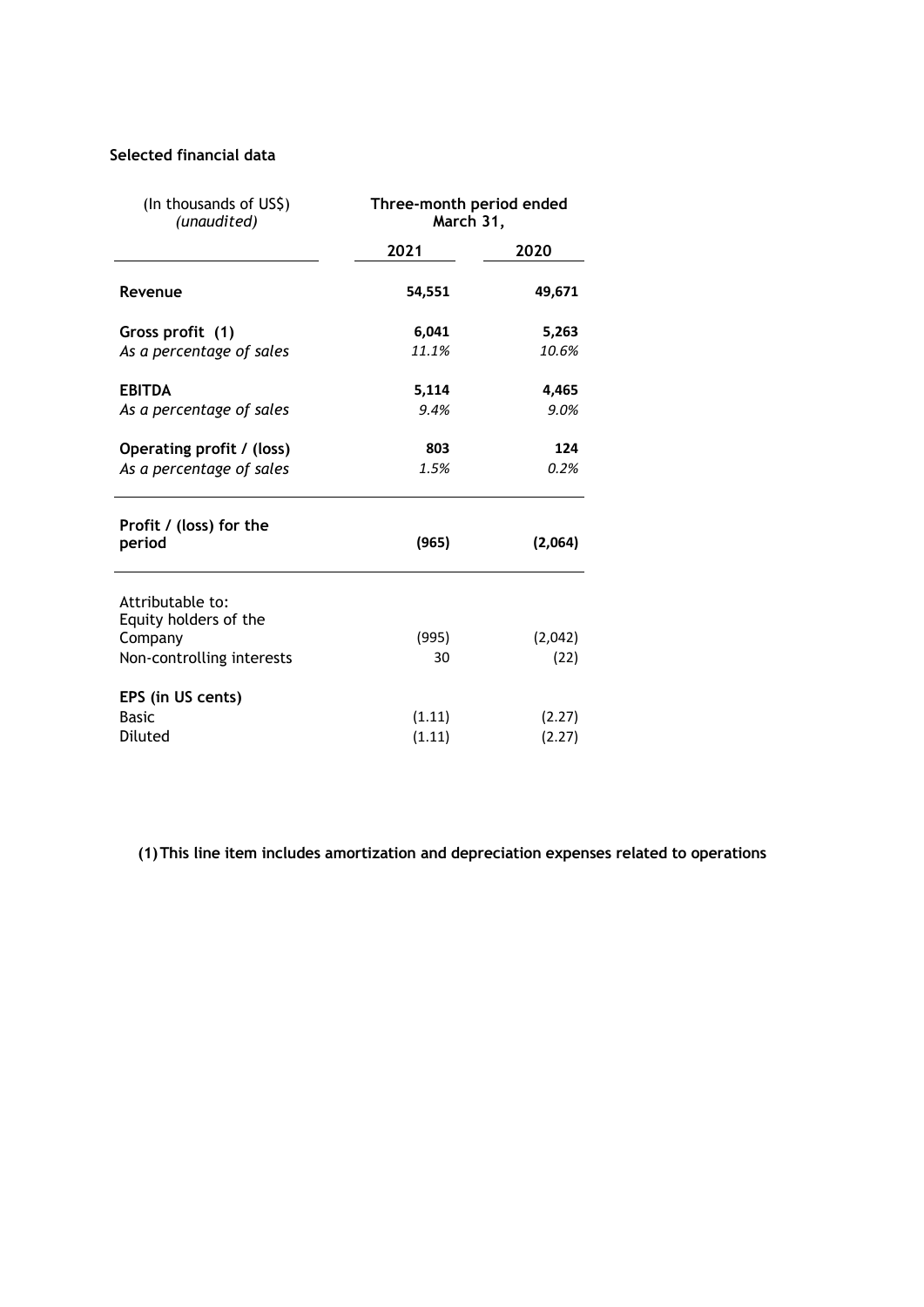**Selected financial data**

| (In thousands of US$) *(unaudited)* | Three-month period ended March 31, | |
|---|---|---|
| | **2021** | **2020** |
| **Revenue** | **54,551** | **49,671** |
| **Gross profit (1)** | **6,041** | **5,263** |
| *As a percentage of sales* | *11.1%* | *10.6%* |
| **EBITDA** | **5,114** | **4,465** |
| *As a percentage of sales* | *9.4%* | *9.0%* |
| **Operating profit / (loss)** | **803** | **124** |
| *As a percentage of sales* | *1.5%* | *0.2%* |
| **Profit / (loss) for the period** | **(965)** | **(2,064)** |
| Attributable to: | | |
| Equity holders of the Company | (995) | (2,042) |
| Non-controlling interests | 30 | (22) |
| **EPS (in US cents)** | | |
| Basic | (1.11) | (2.27) |
| Diluted | (1.11) | (2.27) |

**(1) This line item includes amortization and depreciation expenses related to operations**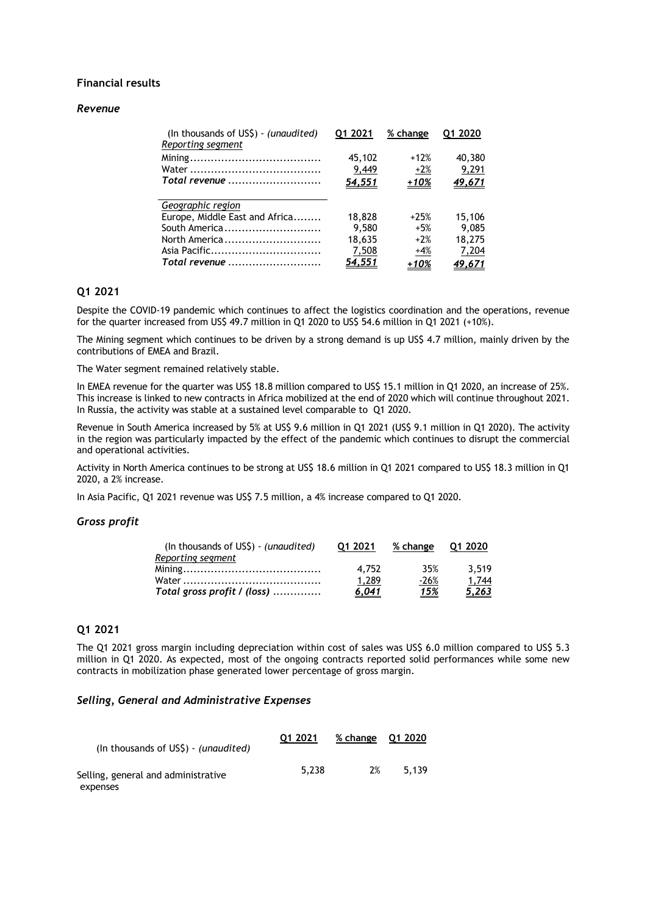## Financial results

### *Revenue*

| (In thousands of US$) - *(unaudited)* | Q1 2021 | % change | Q1 2020 |
|---|---|---|---|
| *Reporting segment* | | | |
| Mining | 45,102 | +12% | 40,380 |
| Water | 9,449 | +2% | 9,291 |
| ***Total revenue*** | ***54,551*** | ***+10%*** | ***49,671*** |
| *Geographic region* | | | |
| Europe, Middle East and Africa | 18,828 | +25% | 15,106 |
| South America | 9,580 | +5% | 9,085 |
| North America | 18,635 | +2% | 18,275 |
| Asia Pacific | 7,508 | +4% | 7,204 |
| ***Total revenue*** | ***54,551*** | ***+10%*** | ***49,671*** |

### Q1 2021

Despite the COVID-19 pandemic which continues to affect the logistics coordination and the operations, revenue for the quarter increased from US$ 49.7 million in Q1 2020 to US$ 54.6 million in Q1 2021 (+10%).

The Mining segment which continues to be driven by a strong demand is up US$ 4.7 million, mainly driven by the contributions of EMEA and Brazil.

The Water segment remained relatively stable.

In EMEA revenue for the quarter was US$ 18.8 million compared to US$ 15.1 million in Q1 2020, an increase of 25%. This increase is linked to new contracts in Africa mobilized at the end of 2020 which will continue throughout 2021. In Russia, the activity was stable at a sustained level comparable to Q1 2020.

Revenue in South America increased by 5% at US$ 9.6 million in Q1 2021 (US$ 9.1 million in Q1 2020). The activity in the region was particularly impacted by the effect of the pandemic which continues to disrupt the commercial and operational activities.

Activity in North America continues to be strong at US$ 18.6 million in Q1 2021 compared to US$ 18.3 million in Q1 2020, a 2% increase.

In Asia Pacific, Q1 2021 revenue was US$ 7.5 million, a 4% increase compared to Q1 2020.

### *Gross profit*

| (In thousands of US$) - *(unaudited)* | Q1 2021 | % change | Q1 2020 |
|---|---|---|---|
| *Reporting segment* | | | |
| Mining | 4,752 | 35% | 3,519 |
| Water | 1,289 | -26% | 1,744 |
| ***Total gross profit / (loss)*** | ***6,041*** | ***15%*** | ***5,263*** |

### Q1 2021

The Q1 2021 gross margin including depreciation within cost of sales was US$ 6.0 million compared to US$ 5.3 million in Q1 2020. As expected, most of the ongoing contracts reported solid performances while some new contracts in mobilization phase generated lower percentage of gross margin.

### *Selling, General and Administrative Expenses*

| (In thousands of US$) - *(unaudited)* | Q1 2021 | % change | Q1 2020 |
|---|---|---|---|
| Selling, general and administrative expenses | 5,238 | 2% | 5,139 |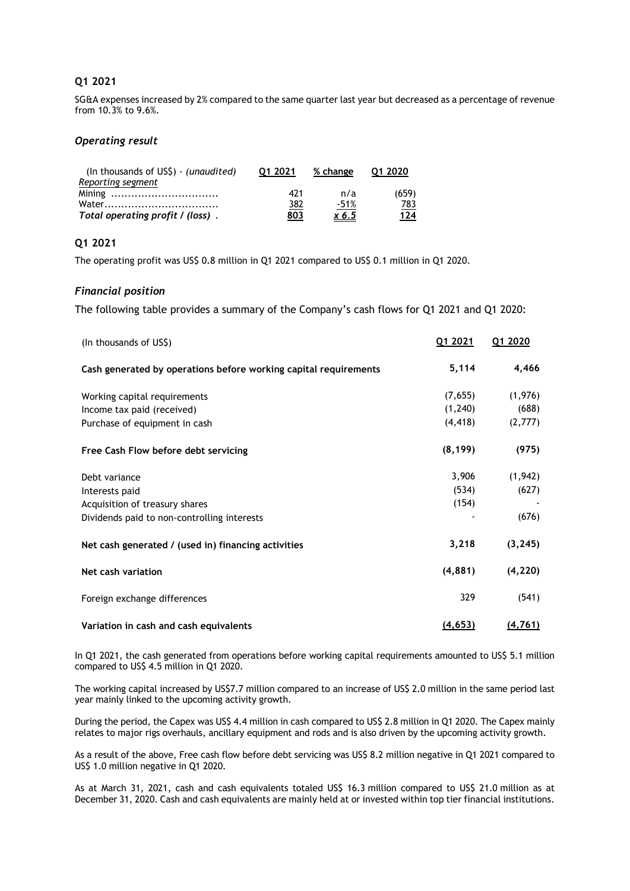### Q1 2021

SG&A expenses increased by 2% compared to the same quarter last year but decreased as a percentage of revenue from 10.3% to 9.6%.

### *Operating result*

| (In thousands of US$) - *(unaudited)* | Q1 2021 | % change | Q1 2020 |
|---|---|---|---|
| *Reporting segment* | | | |
| Mining ................................ | 421 | n/a | (659) |
| Water.................................. | 382 | -51% | 783 |
| ***Total operating profit / (loss)*** . | **803** | ***x 6.5*** | **124** |

### Q1 2021

The operating profit was US$ 0.8 million in Q1 2021 compared to US$ 0.1 million in Q1 2020.

### *Financial position*

The following table provides a summary of the Company's cash flows for Q1 2021 and Q1 2020:

| (In thousands of US$) | Q1 2021 | Q1 2020 |
|---|---|---|
| **Cash generated by operations before working capital requirements** | **5,114** | **4,466** |
| Working capital requirements | (7,655) | (1,976) |
| Income tax paid (received) | (1,240) | (688) |
| Purchase of equipment in cash | (4,418) | (2,777) |
| **Free Cash Flow before debt servicing** | **(8,199)** | **(975)** |
| Debt variance | 3,906 | (1,942) |
| Interests paid | (534) | (627) |
| Acquisition of treasury shares | (154) | - |
| Dividends paid to non-controlling interests | - | (676) |
| **Net cash generated / (used in) financing activities** | **3,218** | **(3,245)** |
| **Net cash variation** | **(4,881)** | **(4,220)** |
| Foreign exchange differences | 329 | (541) |
| **Variation in cash and cash equivalents** | **(4,653)** | **(4,761)** |

In Q1 2021, the cash generated from operations before working capital requirements amounted to US$ 5.1 million compared to US$ 4.5 million in Q1 2020.

The working capital increased by US$7.7 million compared to an increase of US$ 2.0 million in the same period last year mainly linked to the upcoming activity growth.

During the period, the Capex was US$ 4.4 million in cash compared to US$ 2.8 million in Q1 2020. The Capex mainly relates to major rigs overhauls, ancillary equipment and rods and is also driven by the upcoming activity growth.

As a result of the above, Free cash flow before debt servicing was US$ 8.2 million negative in Q1 2021 compared to US$ 1.0 million negative in Q1 2020.

As at March 31, 2021, cash and cash equivalents totaled US$ 16.3 million compared to US$ 21.0 million as at December 31, 2020. Cash and cash equivalents are mainly held at or invested within top tier financial institutions.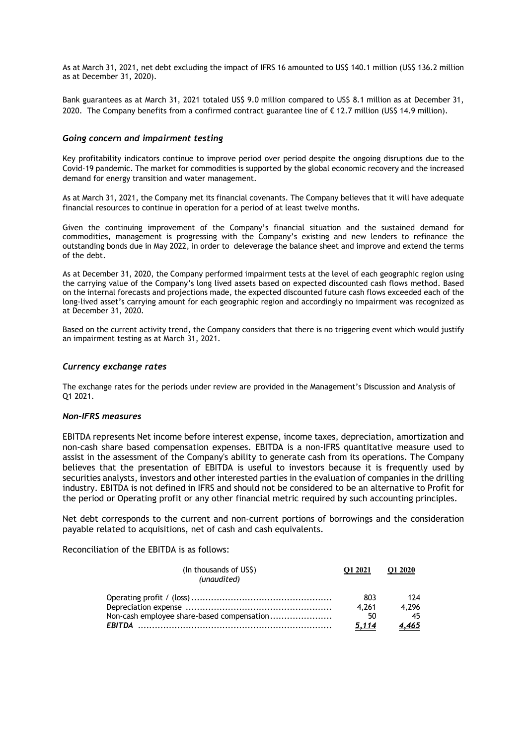As at March 31, 2021, net debt excluding the impact of IFRS 16 amounted to US$ 140.1 million (US$ 136.2 million as at December 31, 2020).

Bank guarantees as at March 31, 2021 totaled US$ 9.0 million compared to US$ 8.1 million as at December 31, 2020. The Company benefits from a confirmed contract guarantee line of € 12.7 million (US$ 14.9 million).

### *Going concern and impairment testing*

Key profitability indicators continue to improve period over period despite the ongoing disruptions due to the Covid-19 pandemic. The market for commodities is supported by the global economic recovery and the increased demand for energy transition and water management.

As at March 31, 2021, the Company met its financial covenants. The Company believes that it will have adequate financial resources to continue in operation for a period of at least twelve months.

Given the continuing improvement of the Company's financial situation and the sustained demand for commodities, management is progressing with the Company's existing and new lenders to refinance the outstanding bonds due in May 2022, in order to deleverage the balance sheet and improve and extend the terms of the debt.

As at December 31, 2020, the Company performed impairment tests at the level of each geographic region using the carrying value of the Company's long lived assets based on expected discounted cash flows method. Based on the internal forecasts and projections made, the expected discounted future cash flows exceeded each of the long-lived asset's carrying amount for each geographic region and accordingly no impairment was recognized as at December 31, 2020.

Based on the current activity trend, the Company considers that there is no triggering event which would justify an impairment testing as at March 31, 2021.

### *Currency exchange rates*

The exchange rates for the periods under review are provided in the Management's Discussion and Analysis of Q1 2021.

### *Non-IFRS measures*

EBITDA represents Net income before interest expense, income taxes, depreciation, amortization and non-cash share based compensation expenses. EBITDA is a non-IFRS quantitative measure used to assist in the assessment of the Company's ability to generate cash from its operations. The Company believes that the presentation of EBITDA is useful to investors because it is frequently used by securities analysts, investors and other interested parties in the evaluation of companies in the drilling industry. EBITDA is not defined in IFRS and should not be considered to be an alternative to Profit for the period or Operating profit or any other financial metric required by such accounting principles.

Net debt corresponds to the current and non-current portions of borrowings and the consideration payable related to acquisitions, net of cash and cash equivalents.

Reconciliation of the EBITDA is as follows:

| (In thousands of US$) *(unaudited)* | Q1 2021 | Q1 2020 |
|---|---|---|
| Operating profit / (loss) | 803 | 124 |
| Depreciation expense | 4,261 | 4,296 |
| Non-cash employee share-based compensation | 50 | 45 |
| ***EBITDA*** | ***5,114*** | ***4,465*** |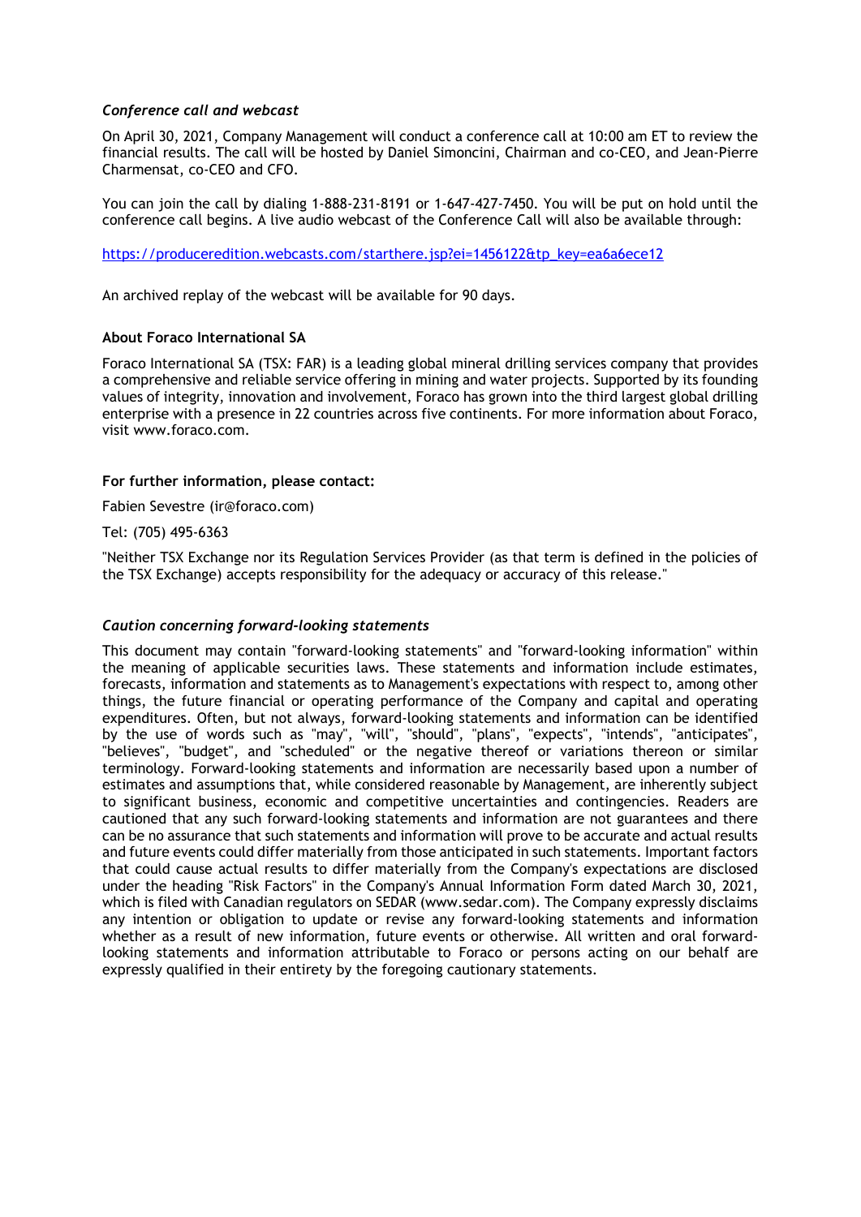### *Conference call and webcast*

On April 30, 2021, Company Management will conduct a conference call at 10:00 am ET to review the financial results. The call will be hosted by Daniel Simoncini, Chairman and co-CEO, and Jean-Pierre Charmensat, co-CEO and CFO.

You can join the call by dialing 1-888-231-8191 or 1-647-427-7450. You will be put on hold until the conference call begins. A live audio webcast of the Conference Call will also be available through:

https://produceredition.webcasts.com/starthere.jsp?ei=1456122&tp_key=ea6a6ece12

An archived replay of the webcast will be available for 90 days.

### About Foraco International SA

Foraco International SA (TSX: FAR) is a leading global mineral drilling services company that provides a comprehensive and reliable service offering in mining and water projects. Supported by its founding values of integrity, innovation and involvement, Foraco has grown into the third largest global drilling enterprise with a presence in 22 countries across five continents. For more information about Foraco, visit www.foraco.com.

### For further information, please contact:

Fabien Sevestre (ir@foraco.com)

Tel: (705) 495-6363

"Neither TSX Exchange nor its Regulation Services Provider (as that term is defined in the policies of the TSX Exchange) accepts responsibility for the adequacy or accuracy of this release."

### *Caution concerning forward-looking statements*

This document may contain "forward-looking statements" and "forward-looking information" within the meaning of applicable securities laws. These statements and information include estimates, forecasts, information and statements as to Management's expectations with respect to, among other things, the future financial or operating performance of the Company and capital and operating expenditures. Often, but not always, forward-looking statements and information can be identified by the use of words such as "may", "will", "should", "plans", "expects", "intends", "anticipates", "believes", "budget", and "scheduled" or the negative thereof or variations thereon or similar terminology. Forward-looking statements and information are necessarily based upon a number of estimates and assumptions that, while considered reasonable by Management, are inherently subject to significant business, economic and competitive uncertainties and contingencies. Readers are cautioned that any such forward-looking statements and information are not guarantees and there can be no assurance that such statements and information will prove to be accurate and actual results and future events could differ materially from those anticipated in such statements. Important factors that could cause actual results to differ materially from the Company's expectations are disclosed under the heading "Risk Factors" in the Company's Annual Information Form dated March 30, 2021, which is filed with Canadian regulators on SEDAR (www.sedar.com). The Company expressly disclaims any intention or obligation to update or revise any forward-looking statements and information whether as a result of new information, future events or otherwise. All written and oral forward-looking statements and information attributable to Foraco or persons acting on our behalf are expressly qualified in their entirety by the foregoing cautionary statements.